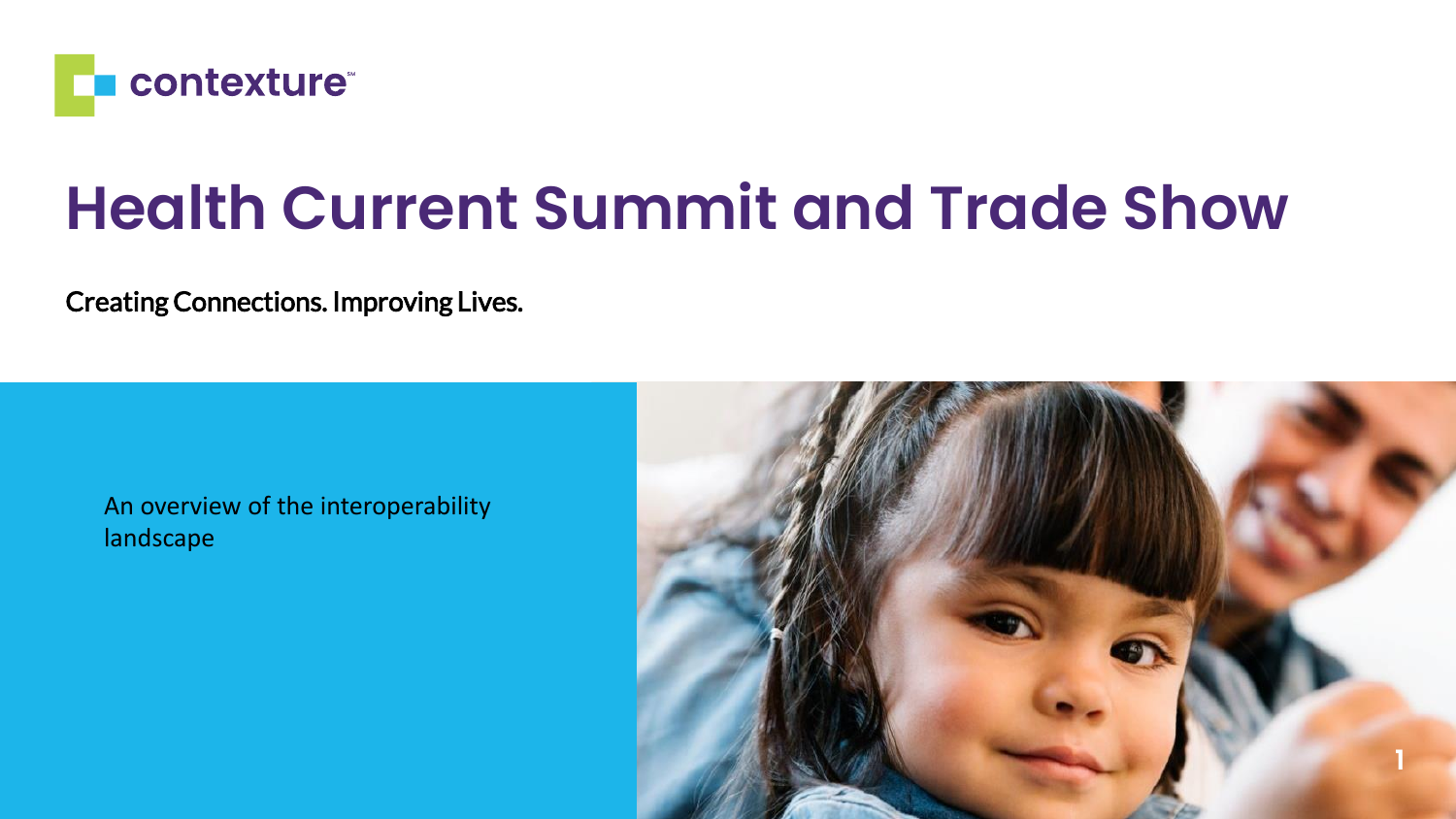contexture℠

# Health Current Summit and Trade Show

Creating Connections. Improving Lives.

An overview of the interoperability landscape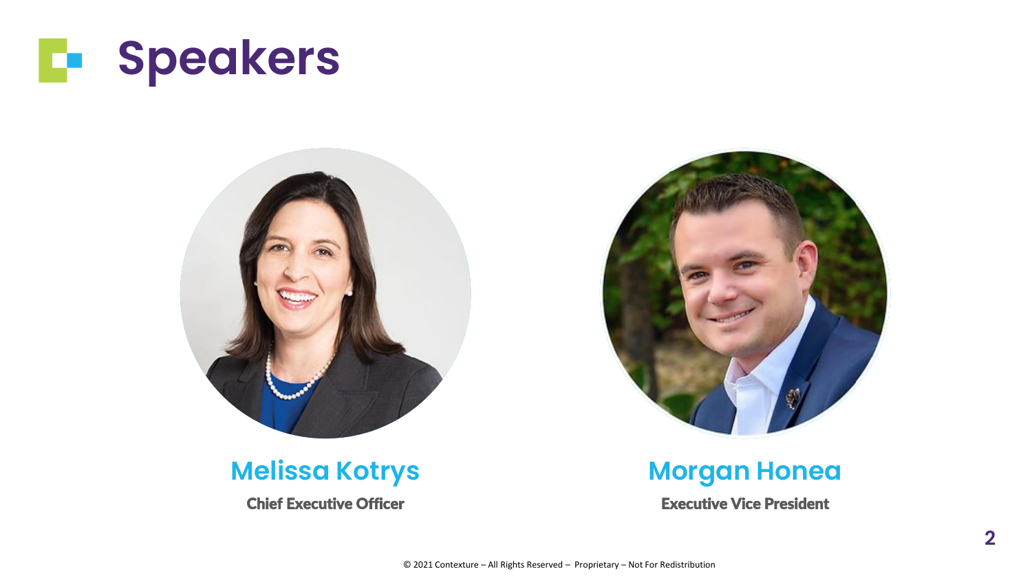# Speakers

**Melissa Kotrys**

Chief Executive Officer

**Morgan Honea**

Executive Vice President

© 2021 Contexture – All Rights Reserved – Proprietary – Not For Redistribution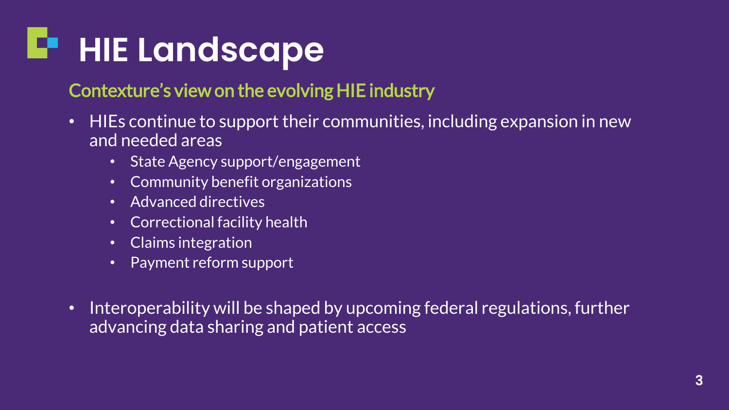# HIE Landscape

## Contexture's view on the evolving HIE industry

- HIEs continue to support their communities, including expansion in new and needed areas
  - State Agency support/engagement
  - Community benefit organizations
  - Advanced directives
  - Correctional facility health
  - Claims integration
  - Payment reform support

- Interoperability will be shaped by upcoming federal regulations, further advancing data sharing and patient access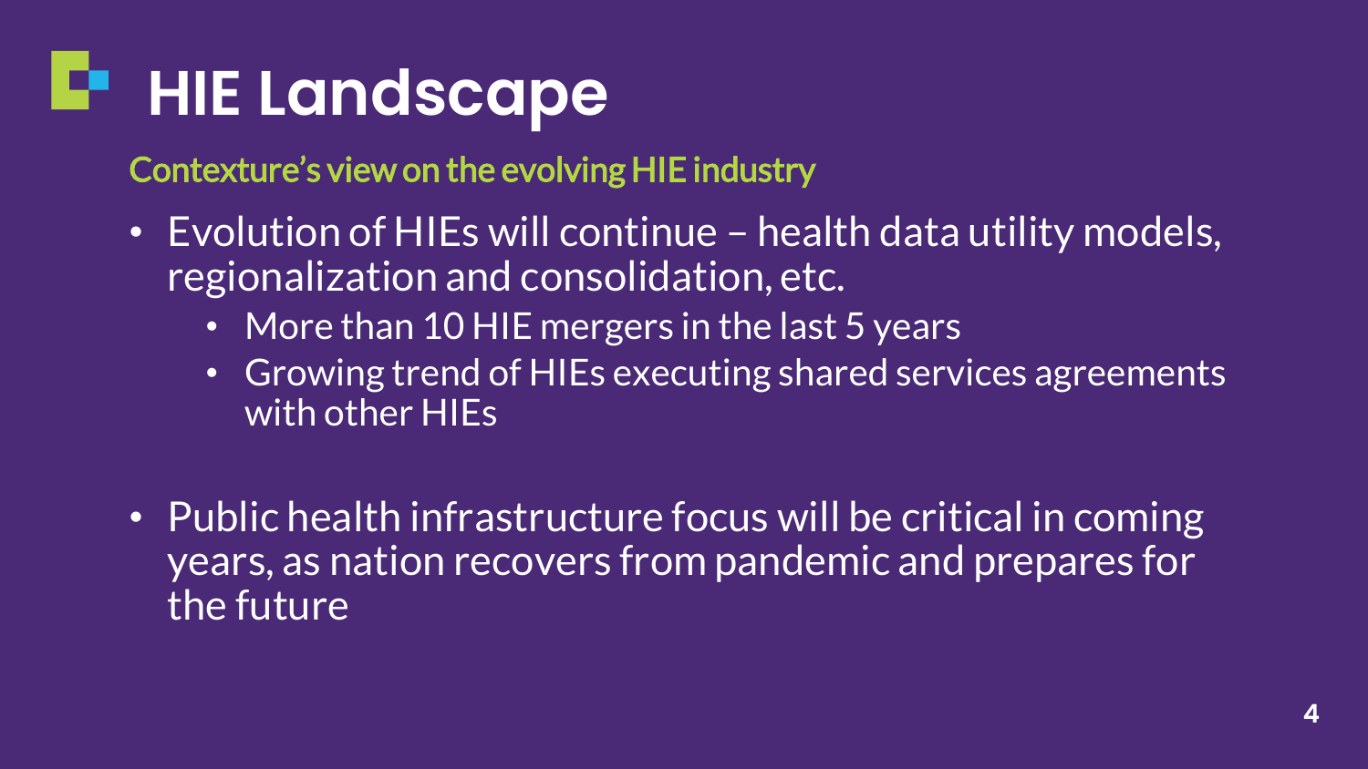# HIE Landscape

## Contexture's view on the evolving HIE industry

- Evolution of HIEs will continue – health data utility models, regionalization and consolidation, etc.
  - More than 10 HIE mergers in the last 5 years
  - Growing trend of HIEs executing shared services agreements with other HIEs

- Public health infrastructure focus will be critical in coming years, as nation recovers from pandemic and prepares for the future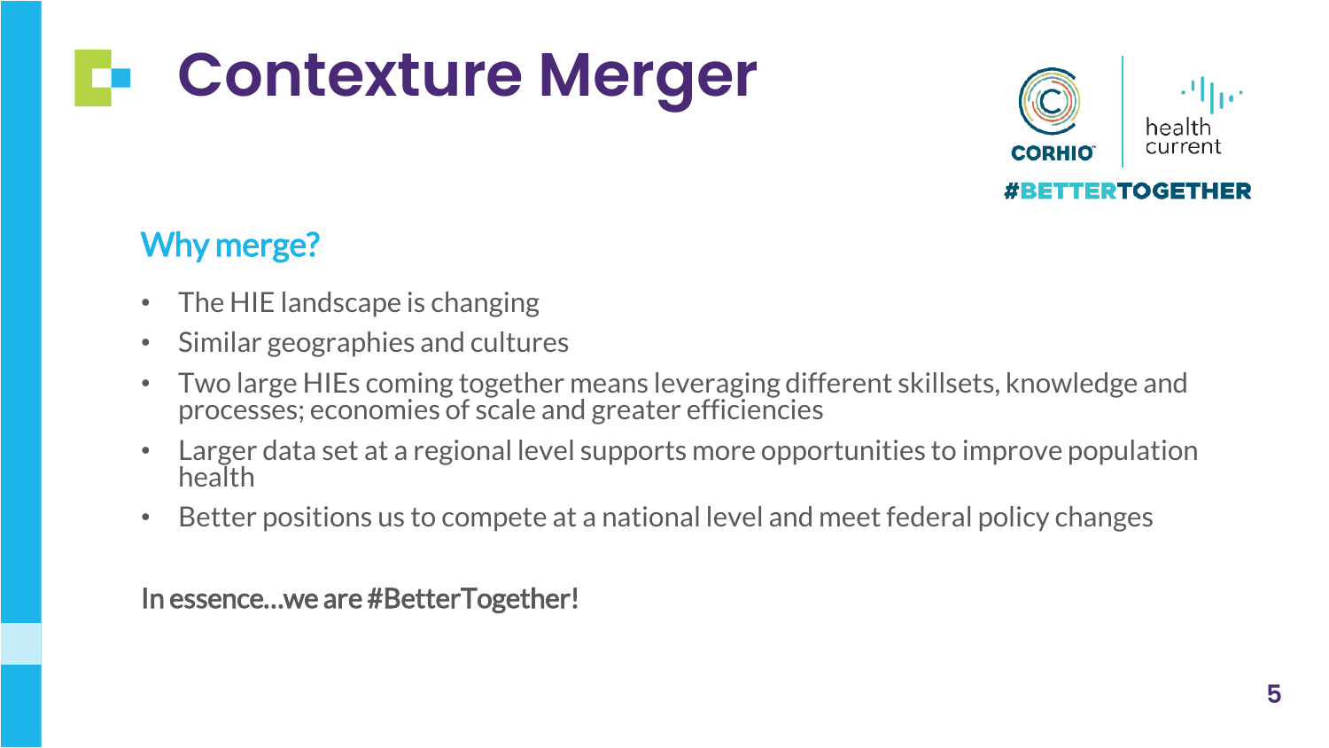# Contexture Merger

CORHIO | health current

#BETTERTOGETHER

## Why merge?

- The HIE landscape is changing
- Similar geographies and cultures
- Two large HIEs coming together means leveraging different skillsets, knowledge and processes; economies of scale and greater efficiencies
- Larger data set at a regional level supports more opportunities to improve population health
- Better positions us to compete at a national level and meet federal policy changes

In essence…we are #BetterTogether!